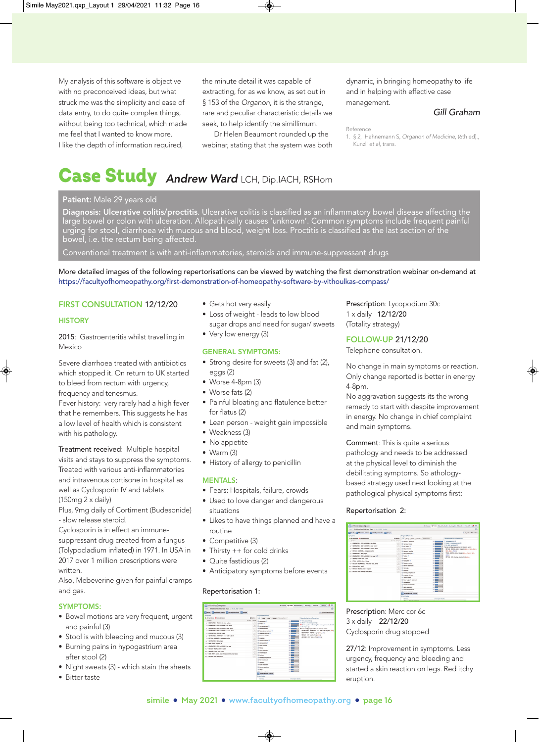My analysis of this software is objective with no preconceived ideas, but what struck me was the simplicity and ease of data entry, to do quite complex things, without being too technical, which made me feel that I wanted to know more.

I like the depth of information required, the minute detail it was capable of extracting, for as we know, as set out in § 153 of the *Organon*, it is the strange, rare and peculiar characteristic details we seek, to help identify the simillimum.

Dr Helen Beaumont rounded up the webinar, stating that the system was both dynamic, in bringing homeopathy to life and in helping with effective case management.

*Gill Graham*

Reference
1. § 2, Hahnemann S, *Organon of Medicine*, (6th ed)., Kunzli *et al*, trans.

# Case Study *Andrew Ward* LCH, Dip.IACH, RSHom

**Patient:** Male 29 years old

**Diagnosis: Ulcerative colitis/proctitis**. Ulcerative colitis is classified as an inflammatory bowel disease affecting the large bowel or colon with ulceration. Allopathically causes 'unknown'. Common symptoms include frequent painful urging for stool, diarrhoea with mucous and blood, weight loss. Proctitis is classified as the last section of the bowel, i.e. the rectum being affected.

Conventional treatment is with anti-inflammatories, steroids and immune-suppressant drugs

More detailed images of the following repertorisations can be viewed by watching the first demonstration webinar on-demand at https://facultyofhomeopathy.org/first-demonstration-of-homeopathy-software-by-vithoulkas-compass/

## FIRST CONSULTATION 12/12/20

### HISTORY

2015: Gastroenteritis whilst travelling in Mexico

Severe diarrhoea treated with antibiotics which stopped it. On return to UK started to bleed from rectum with urgency, frequency and tenesmus.

Fever history: very rarely had a high fever that he remembers. This suggests he has a low level of health which is consistent with his pathology.

Treatment received: Multiple hospital visits and stays to suppress the symptoms. Treated with various anti-inflammatories and intravenous cortisone in hospital as well as Cyclosporin IV and tablets (150mg 2 x daily)

Plus, 9mg daily of Cortiment (Budesonide) - slow release steroid.

Cyclosporin is in effect an immune-suppressant drug created from a fungus (Tolypocladium inflated) in 1971. In USA in 2017 over 1 million prescriptions were written.

Also, Mebeverine given for painful cramps and gas.

### SYMPTOMS:

- Bowel motions are very frequent, urgent and painful (3)
- Stool is with bleeding and mucous (3)
- Burning pains in hypogastrium area after stool (2)
- Night sweats (3) - which stain the sheets
- Bitter taste
- Gets hot very easily
- Loss of weight - leads to low blood sugar drops and need for sugar/ sweets
- Very low energy (3)

### GENERAL SYMPTOMS:

- Strong desire for sweets (3) and fat (2), eggs (2)
- Worse 4-8pm (3)
- Worse fats (2)
- Painful bloating and flatulence better for flatus (2)
- Lean person - weight gain impossible
- Weakness (3)
- No appetite
- Warm (3)
- History of allergy to penicillin

### MENTALS:

- Fears: Hospitals, failure, crowds
- Used to love danger and dangerous situations
- Likes to have things planned and have a routine
- Competitive (3)
- Thirsty ++ for cold drinks
- Quite fastidious (2)
- Anticipatory symptoms before events

Repertorisation 1:

Prescription: Lycopodium 30c
1 x daily 12/12/20
(Totality strategy)

## FOLLOW-UP 21/12/20

Telephone consultation.

No change in main symptoms or reaction. Only change reported is better in energy 4-8pm.

No aggravation suggests its the wrong remedy to start with despite improvement in energy. No change in chief complaint and main symptoms.

Comment: This is quite a serious pathology and needs to be addressed at the physical level to diminish the debilitating symptoms. So athology-based strategy used next looking at the pathological physical symptoms first:

Repertorisation 2:

Prescription: Merc cor 6c
3 x daily 22/12/20
Cyclosporin drug stopped

27/12: Improvement in symptoms. Less urgency, frequency and bleeding and started a skin reaction on legs. Red itchy eruption.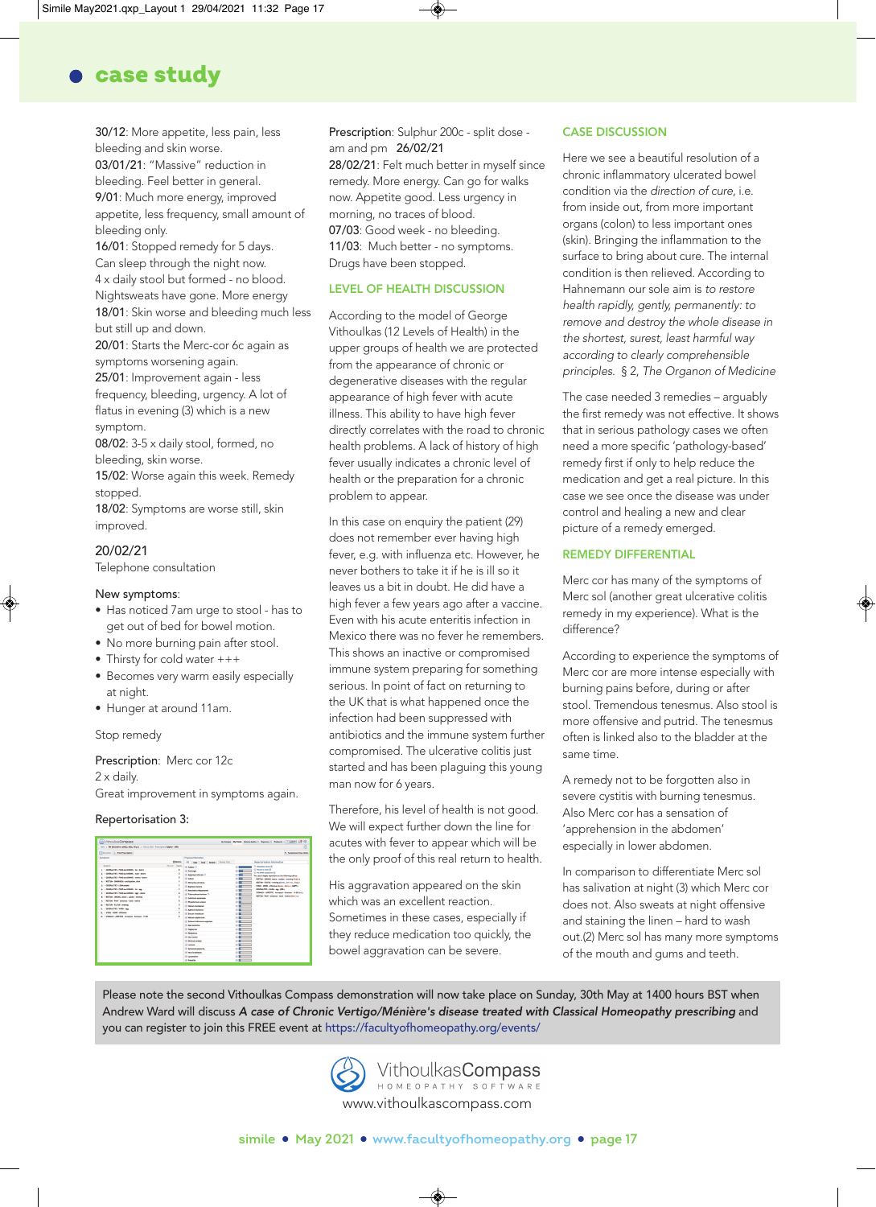# case study

30/12: More appetite, less pain, less bleeding and skin worse.
03/01/21: "Massive" reduction in bleeding. Feel better in general.
9/01: Much more energy, improved appetite, less frequency, small amount of bleeding only.
16/01: Stopped remedy for 5 days. Can sleep through the night now. 4 x daily stool but formed - no blood. Nightsweats have gone. More energy
18/01: Skin worse and bleeding much less but still up and down.
20/01: Starts the Merc-cor 6c again as symptoms worsening again.
25/01: Improvement again - less frequency, bleeding, urgency. A lot of flatus in evening (3) which is a new symptom.
08/02: 3-5 x daily stool, formed, no bleeding, skin worse.
15/02: Worse again this week. Remedy stopped.
18/02: Symptoms are worse still, skin improved.

## 20/02/21

Telephone consultation

New symptoms:

- Has noticed 7am urge to stool - has to get out of bed for bowel motion.
- No more burning pain after stool.
- Thirsty for cold water +++
- Becomes very warm easily especially at night.
- Hunger at around 11am.

Stop remedy

Prescription: Merc cor 12c
2 x daily.
Great improvement in symptoms again.

Repertorisation 3:

Prescription: Sulphur 200c - split dose - am and pm 26/02/21
28/02/21: Felt much better in myself since remedy. More energy. Can go for walks now. Appetite good. Less urgency in morning, no traces of blood.
07/03: Good week - no bleeding.
11/03: Much better - no symptoms. Drugs have been stopped.

## LEVEL OF HEALTH DISCUSSION

According to the model of George Vithoulkas (12 Levels of Health) in the upper groups of health we are protected from the appearance of chronic or degenerative diseases with the regular appearance of high fever with acute illness. This ability to have high fever directly correlates with the road to chronic health problems. A lack of history of high fever usually indicates a chronic level of health or the preparation for a chronic problem to appear.

In this case on enquiry the patient (29) does not remember ever having high fever, e.g. with influenza etc. However, he never bothers to take it if he is ill so it leaves us a bit in doubt. He did have a high fever a few years ago after a vaccine. Even with his acute enteritis infection in Mexico there was no fever he remembers. This shows an inactive or compromised immune system preparing for something serious. In point of fact on returning to the UK that is what happened once the infection had been suppressed with antibiotics and the immune system further compromised. The ulcerative colitis just started and has been plaguing this young man now for 6 years.

Therefore, his level of health is not good. We will expect further down the line for acutes with fever to appear which will be the only proof of this real return to health.

His aggravation appeared on the skin which was an excellent reaction. Sometimes in these cases, especially if they reduce medication too quickly, the bowel aggravation can be severe.

## CASE DISCUSSION

Here we see a beautiful resolution of a chronic inflammatory ulcerated bowel condition via the *direction of cure*, i.e. from inside out, from more important organs (colon) to less important ones (skin). Bringing the inflammation to the surface to bring about cure. The internal condition is then relieved. According to Hahnemann our sole aim is *to restore health rapidly, gently, permanently: to remove and destroy the whole disease in the shortest, surest, least harmful way according to clearly comprehensible principles. § 2, The Organon of Medicine*

The case needed 3 remedies – arguably the first remedy was not effective. It shows that in serious pathology cases we often need a more specific 'pathology-based' remedy first if only to help reduce the medication and get a real picture. In this case we see once the disease was under control and healing a new and clear picture of a remedy emerged.

## REMEDY DIFFERENTIAL

Merc cor has many of the symptoms of Merc sol (another great ulcerative colitis remedy in my experience). What is the difference?

According to experience the symptoms of Merc cor are more intense especially with burning pains before, during or after stool. Tremendous tenesmus. Also stool is more offensive and putrid. The tenesmus often is linked also to the bladder at the same time.

A remedy not to be forgotten also in severe cystitis with burning tenesmus. Also Merc cor has a sensation of 'apprehension in the abdomen' especially in lower abdomen.

In comparison to differentiate Merc sol has salivation at night (3) which Merc cor does not. Also sweats at night offensive and staining the linen – hard to wash out.(2) Merc sol has many more symptoms of the mouth and gums and teeth.

Please note the second Vithoulkas Compass demonstration will now take place on Sunday, 30th May at 1400 hours BST when Andrew Ward will discuss ***A case of Chronic Vertigo/Ménière's disease treated with Classical Homeopathy prescribing*** and you can register to join this FREE event at https://facultyofhomeopathy.org/events/

VithoulkasCompass
HOMEOPATHY SOFTWARE
www.vithoulkascompass.com